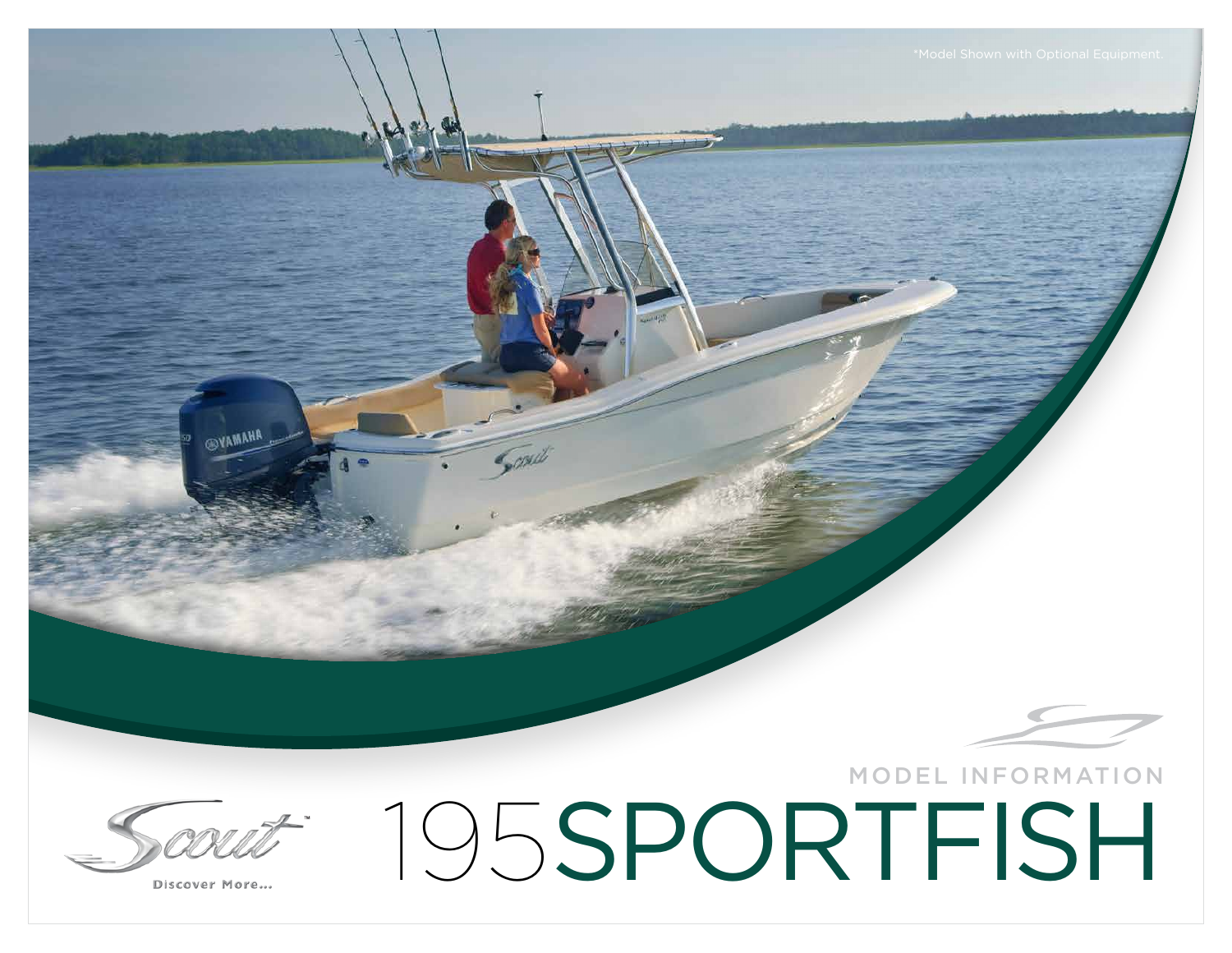*Model Shown with Optional Equipment.

Scout™

Discover More...

MODEL INFORMATION

# 195SPORTFISH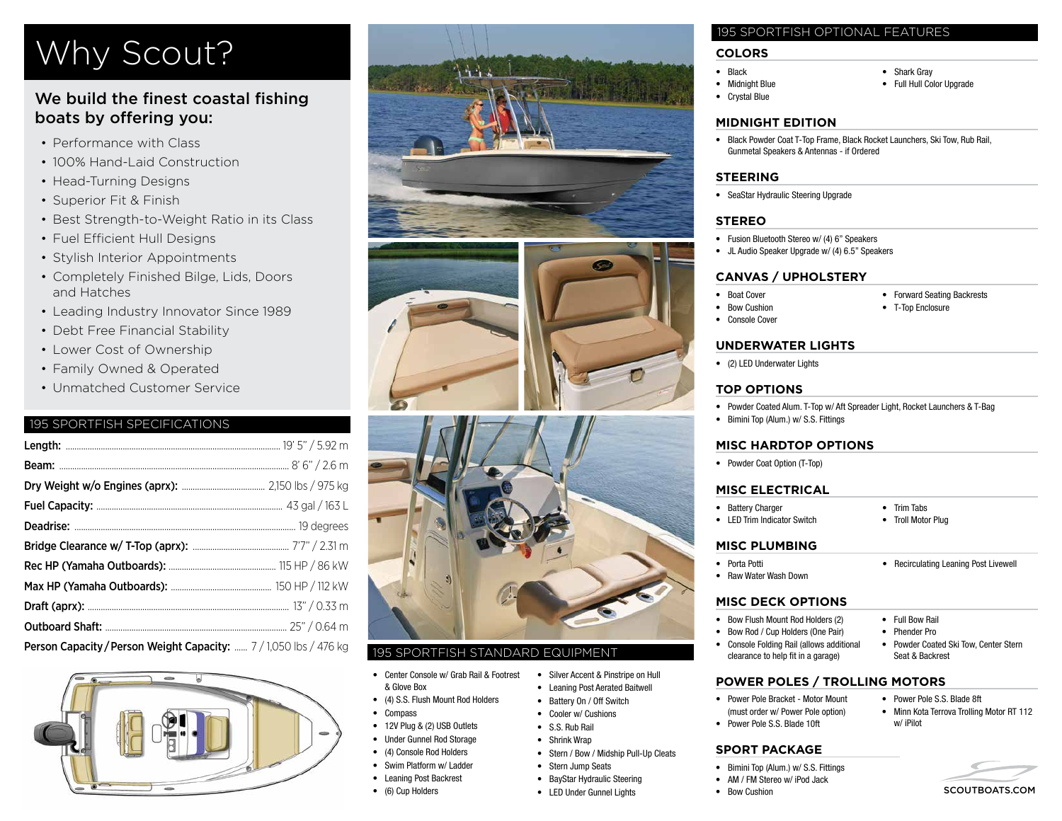# Why Scout?

## We build the finest coastal fishing boats by offering you:

- Performance with Class
- 100% Hand-Laid Construction
- Head-Turning Designs
- Superior Fit & Finish
- Best Strength-to-Weight Ratio in its Class
- Fuel Efficient Hull Designs
- Stylish Interior Appointments
- Completely Finished Bilge, Lids, Doors and Hatches
- Leading Industry Innovator Since 1989
- Debt Free Financial Stability
- Lower Cost of Ownership
- Family Owned & Operated
- Unmatched Customer Service

## 195 SPORTFISH SPECIFICATIONS

| | |
|---|---|
| **Length:** | 19' 5" / 5.92 m |
| **Beam:** | 8' 6" / 2.6 m |
| **Dry Weight w/o Engines (aprx):** | 2,150 lbs / 975 kg |
| **Fuel Capacity:** | 43 gal / 163 L |
| **Deadrise:** | 19 degrees |
| **Bridge Clearance w/ T-Top (aprx):** | 7'7" / 2.31 m |
| **Rec HP (Yamaha Outboards):** | 115 HP / 86 kW |
| **Max HP (Yamaha Outboards):** | 150 HP / 112 kW |
| **Draft (aprx):** | 13" / 0.33 m |
| **Outboard Shaft:** | 25" / 0.64 m |
| **Person Capacity / Person Weight Capacity:** | 7 / 1,050 lbs / 476 kg |

## 195 SPORTFISH STANDARD EQUIPMENT

- Center Console w/ Grab Rail & Footrest & Glove Box
- (4) S.S. Flush Mount Rod Holders
- Compass
- 12V Plug & (2) USB Outlets
- Under Gunnel Rod Storage
- (4) Console Rod Holders
- Swim Platform w/ Ladder
- Leaning Post Backrest
- (6) Cup Holders
- Silver Accent & Pinstripe on Hull
- Leaning Post Aerated Baitwell
- Battery On / Off Switch
- Cooler w/ Cushions
- S.S. Rub Rail
- Shrink Wrap
- Stern / Bow / Midship Pull-Up Cleats
- Stern Jump Seats
- BayStar Hydraulic Steering
- LED Under Gunnel Lights

## 195 SPORTFISH OPTIONAL FEATURES

### COLORS

- Black
- Midnight Blue
- Crystal Blue
- Shark Gray
- Full Hull Color Upgrade

### MIDNIGHT EDITION

- Black Powder Coat T-Top Frame, Black Rocket Launchers, Ski Tow, Rub Rail, Gunmetal Speakers & Antennas - if Ordered

### STEERING

- SeaStar Hydraulic Steering Upgrade

### STEREO

- Fusion Bluetooth Stereo w/ (4) 6" Speakers
- JL Audio Speaker Upgrade w/ (4) 6.5" Speakers

### CANVAS / UPHOLSTERY

- Boat Cover
- Bow Cushion
- Console Cover
- Forward Seating Backrests
- T-Top Enclosure

### UNDERWATER LIGHTS

- (2) LED Underwater Lights

### TOP OPTIONS

- Powder Coated Alum. T-Top w/ Aft Spreader Light, Rocket Launchers & T-Bag
- Bimini Top (Alum.) w/ S.S. Fittings

### MISC HARDTOP OPTIONS

- Powder Coat Option (T-Top)

### MISC ELECTRICAL

- Battery Charger
- LED Trim Indicator Switch
- Trim Tabs
- Troll Motor Plug

### MISC PLUMBING

- Porta Potti
- Raw Water Wash Down
- Recirculating Leaning Post Livewell

### MISC DECK OPTIONS

- Bow Flush Mount Rod Holders (2)
- Bow Rod / Cup Holders (One Pair)
- Console Folding Rail (allows additional clearance to help fit in a garage)
- Full Bow Rail
- Phender Pro
- Powder Coated Ski Tow, Center Stern Seat & Backrest

### POWER POLES / TROLLING MOTORS

- Power Pole Bracket - Motor Mount (must order w/ Power Pole option)
- Power Pole S.S. Blade 10ft
- Power Pole S.S. Blade 8ft
- Minn Kota Terrova Trolling Motor RT 112 w/ iPilot

### SPORT PACKAGE

- Bimini Top (Alum.) w/ S.S. Fittings
- AM / FM Stereo w/ iPod Jack
- Bow Cushion

SCOUTBOATS.COM